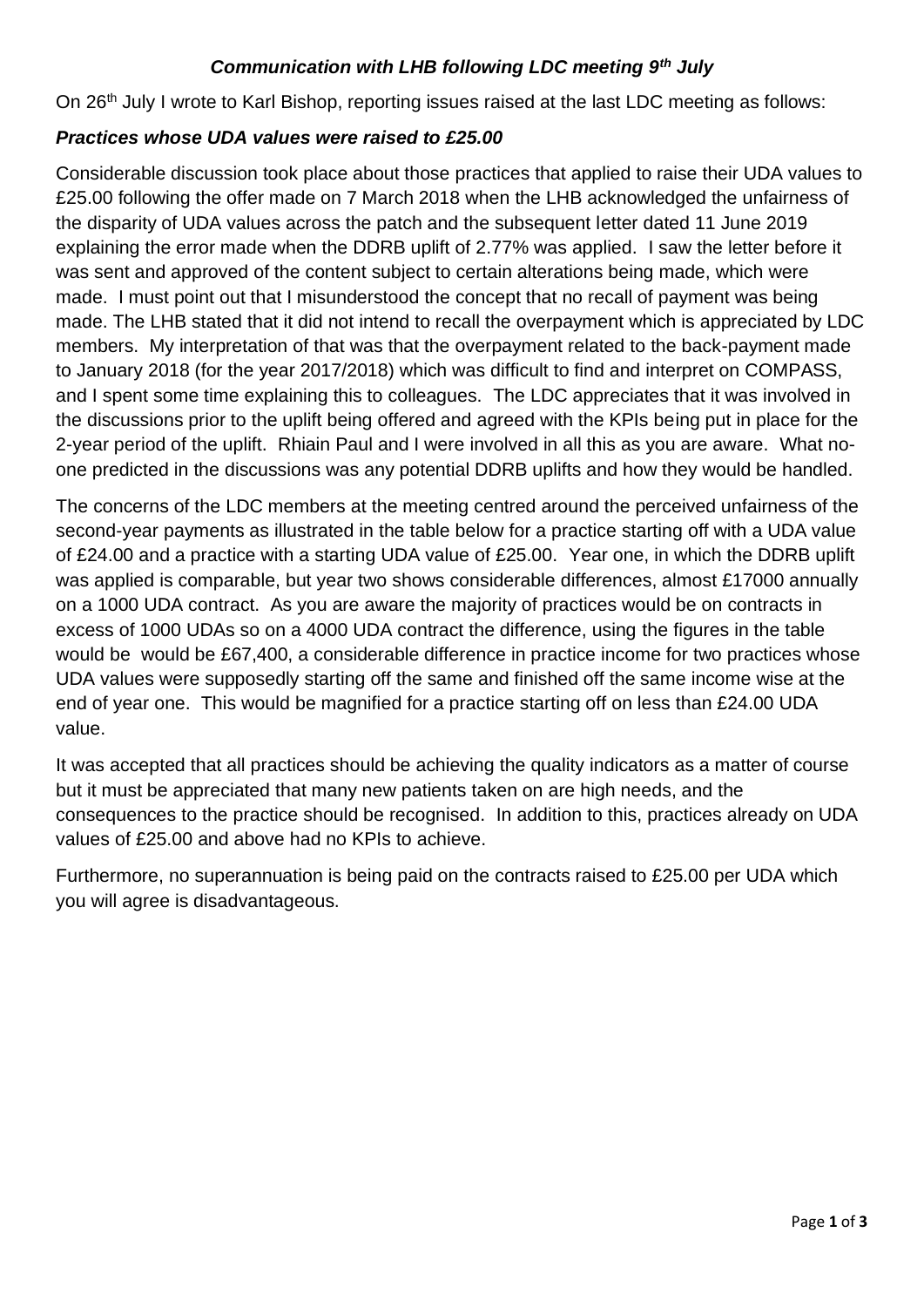## *Communication with LHB following LDC meeting 9th July*

On 26th July I wrote to Karl Bishop, reporting issues raised at the last LDC meeting as follows:

### *Practices whose UDA values were raised to £25.00*

Considerable discussion took place about those practices that applied to raise their UDA values to £25.00 following the offer made on 7 March 2018 when the LHB acknowledged the unfairness of the disparity of UDA values across the patch and the subsequent letter dated 11 June 2019 explaining the error made when the DDRB uplift of 2.77% was applied. I saw the letter before it was sent and approved of the content subject to certain alterations being made, which were made. I must point out that I misunderstood the concept that no recall of payment was being made. The LHB stated that it did not intend to recall the overpayment which is appreciated by LDC members. My interpretation of that was that the overpayment related to the back-payment made to January 2018 (for the year 2017/2018) which was difficult to find and interpret on COMPASS, and I spent some time explaining this to colleagues. The LDC appreciates that it was involved in the discussions prior to the uplift being offered and agreed with the KPIs being put in place for the 2-year period of the uplift. Rhiain Paul and I were involved in all this as you are aware. What no-one predicted in the discussions was any potential DDRB uplifts and how they would be handled.

The concerns of the LDC members at the meeting centred around the perceived unfairness of the second-year payments as illustrated in the table below for a practice starting off with a UDA value of £24.00 and a practice with a starting UDA value of £25.00. Year one, in which the DDRB uplift was applied is comparable, but year two shows considerable differences, almost £17000 annually on a 1000 UDA contract. As you are aware the majority of practices would be on contracts in excess of 1000 UDAs so on a 4000 UDA contract the difference, using the figures in the table would be would be £67,400, a considerable difference in practice income for two practices whose UDA values were supposedly starting off the same and finished off the same income wise at the end of year one. This would be magnified for a practice starting off on less than £24.00 UDA value.

It was accepted that all practices should be achieving the quality indicators as a matter of course but it must be appreciated that many new patients taken on are high needs, and the consequences to the practice should be recognised. In addition to this, practices already on UDA values of £25.00 and above had no KPIs to achieve.

Furthermore, no superannuation is being paid on the contracts raised to £25.00 per UDA which you will agree is disadvantageous.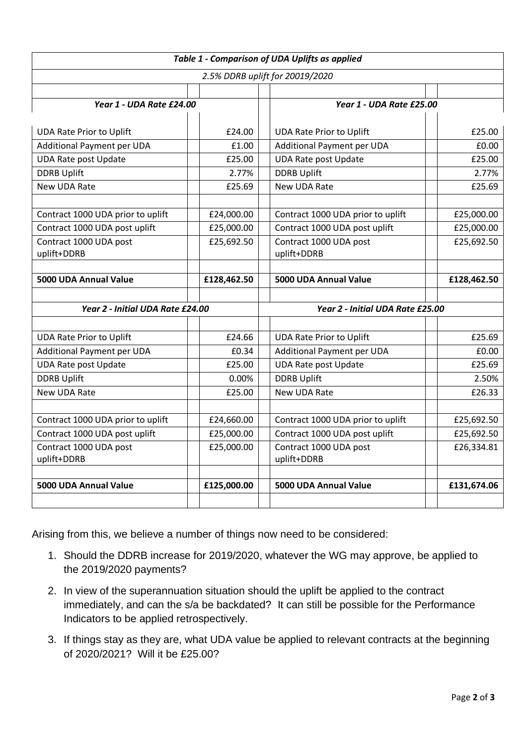| *Table 1 - Comparison of UDA Uplifts as applied* | | | |
|---|---|---|---|
| *2.5% DDRB uplift for 20019/2020* | | | |
| | | | |
| ***Year 1 - UDA Rate £24.00*** | | ***Year 1 - UDA Rate £25.00*** | |
| UDA Rate Prior to Uplift | £24.00 | UDA Rate Prior to Uplift | £25.00 |
| Additional Payment per UDA | £1.00 | Additional Payment per UDA | £0.00 |
| UDA Rate post Update | £25.00 | UDA Rate post Update | £25.00 |
| DDRB Uplift | 2.77% | DDRB Uplift | 2.77% |
| New UDA Rate | £25.69 | New UDA Rate | £25.69 |
| | | | |
| Contract 1000 UDA prior to uplift | £24,000.00 | Contract 1000 UDA prior to uplift | £25,000.00 |
| Contract 1000 UDA post uplift | £25,000.00 | Contract 1000 UDA post uplift | £25,000.00 |
| Contract 1000 UDA post uplift+DDRB | £25,692.50 | Contract 1000 UDA post uplift+DDRB | £25,692.50 |
| | | | |
| **5000 UDA Annual Value** | **£128,462.50** | **5000 UDA Annual Value** | **£128,462.50** |
| | | | |
| ***Year 2 - Initial UDA Rate £24.00*** | | ***Year 2 - Initial UDA Rate £25.00*** | |
| | | | |
| UDA Rate Prior to Uplift | £24.66 | UDA Rate Prior to Uplift | £25.69 |
| Additional Payment per UDA | £0.34 | Additional Payment per UDA | £0.00 |
| UDA Rate post Update | £25.00 | UDA Rate post Update | £25.69 |
| DDRB Uplift | 0.00% | DDRB Uplift | 2.50% |
| New UDA Rate | £25.00 | New UDA Rate | £26.33 |
| | | | |
| Contract 1000 UDA prior to uplift | £24,660.00 | Contract 1000 UDA prior to uplift | £25,692.50 |
| Contract 1000 UDA post uplift | £25,000.00 | Contract 1000 UDA post uplift | £25,692.50 |
| Contract 1000 UDA post uplift+DDRB | £25,000.00 | Contract 1000 UDA post uplift+DDRB | £26,334.81 |
| | | | |
| **5000 UDA Annual Value** | **£125,000.00** | **5000 UDA Annual Value** | **£131,674.06** |

Arising from this, we believe a number of things now need to be considered:

1. Should the DDRB increase for 2019/2020, whatever the WG may approve, be applied to the 2019/2020 payments?
2. In view of the superannuation situation should the uplift be applied to the contract immediately, and can the s/a be backdated? It can still be possible for the Performance Indicators to be applied retrospectively.
3. If things stay as they are, what UDA value be applied to relevant contracts at the beginning of 2020/2021? Will it be £25.00?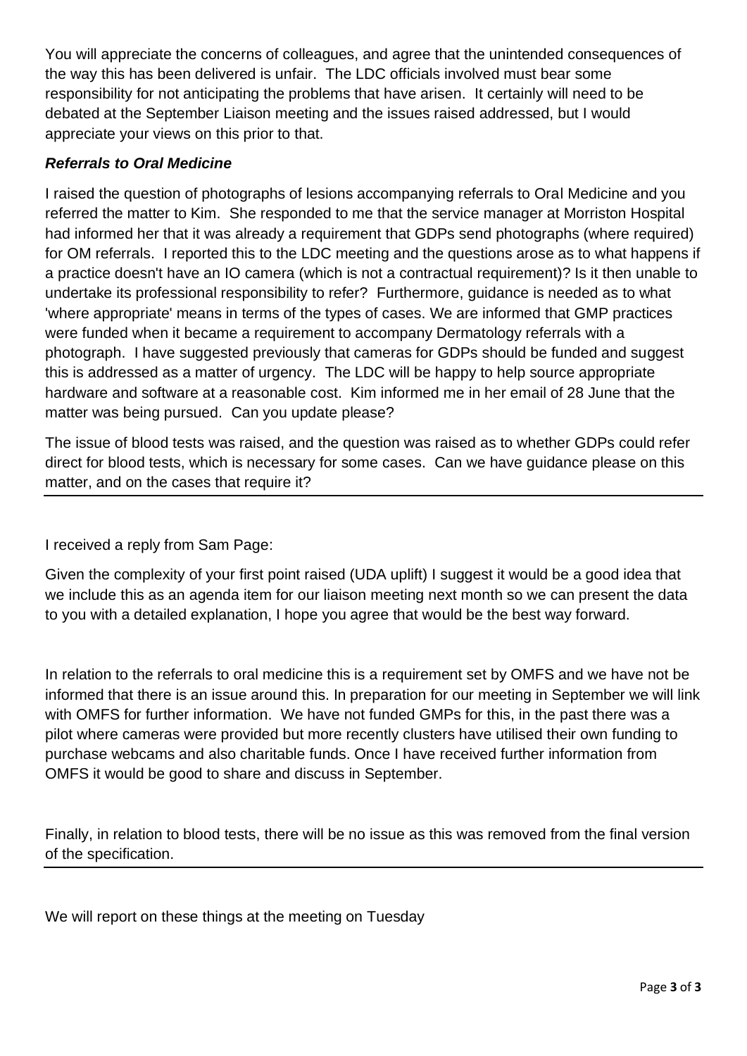You will appreciate the concerns of colleagues, and agree that the unintended consequences of the way this has been delivered is unfair. The LDC officials involved must bear some responsibility for not anticipating the problems that have arisen. It certainly will need to be debated at the September Liaison meeting and the issues raised addressed, but I would appreciate your views on this prior to that.

***Referrals to Oral Medicine***

I raised the question of photographs of lesions accompanying referrals to Oral Medicine and you referred the matter to Kim. She responded to me that the service manager at Morriston Hospital had informed her that it was already a requirement that GDPs send photographs (where required) for OM referrals. I reported this to the LDC meeting and the questions arose as to what happens if a practice doesn't have an IO camera (which is not a contractual requirement)? Is it then unable to undertake its professional responsibility to refer? Furthermore, guidance is needed as to what 'where appropriate' means in terms of the types of cases. We are informed that GMP practices were funded when it became a requirement to accompany Dermatology referrals with a photograph. I have suggested previously that cameras for GDPs should be funded and suggest this is addressed as a matter of urgency. The LDC will be happy to help source appropriate hardware and software at a reasonable cost. Kim informed me in her email of 28 June that the matter was being pursued. Can you update please?

The issue of blood tests was raised, and the question was raised as to whether GDPs could refer direct for blood tests, which is necessary for some cases. Can we have guidance please on this matter, and on the cases that require it?

---

I received a reply from Sam Page:

Given the complexity of your first point raised (UDA uplift) I suggest it would be a good idea that we include this as an agenda item for our liaison meeting next month so we can present the data to you with a detailed explanation, I hope you agree that would be the best way forward.

In relation to the referrals to oral medicine this is a requirement set by OMFS and we have not be informed that there is an issue around this. In preparation for our meeting in September we will link with OMFS for further information. We have not funded GMPs for this, in the past there was a pilot where cameras were provided but more recently clusters have utilised their own funding to purchase webcams and also charitable funds. Once I have received further information from OMFS it would be good to share and discuss in September.

Finally, in relation to blood tests, there will be no issue as this was removed from the final version of the specification.

---

We will report on these things at the meeting on Tuesday